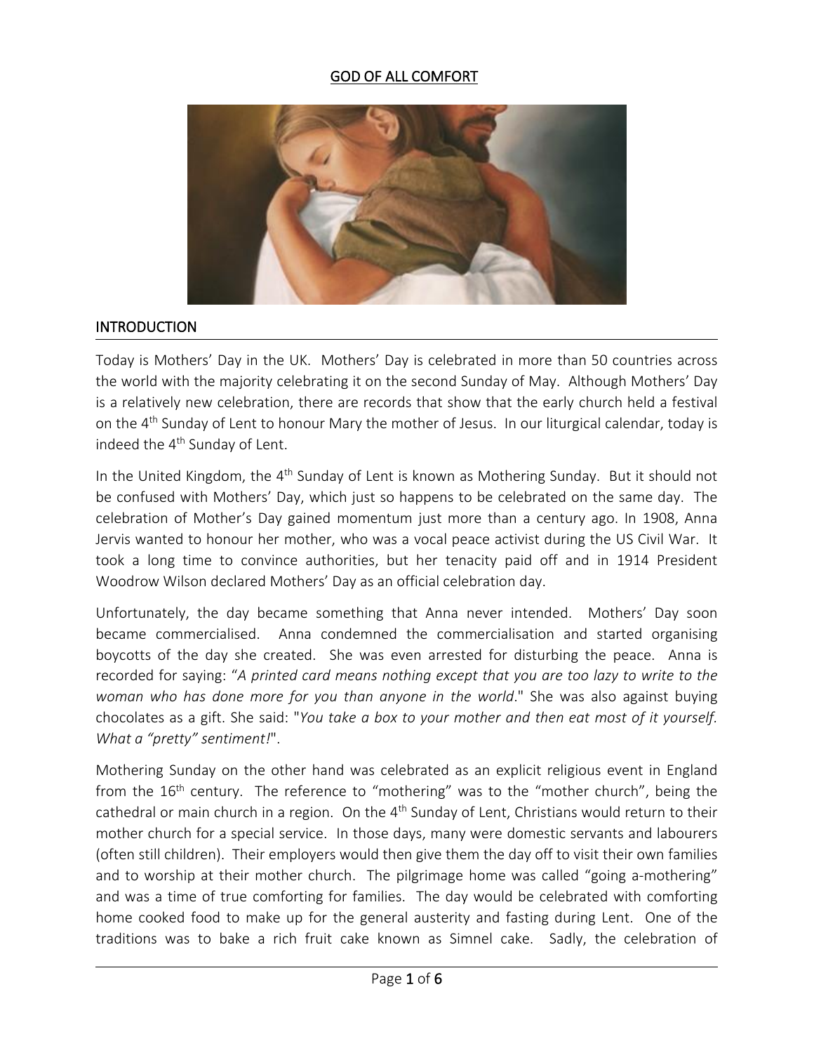# GOD OF ALL COMFORT

## INTRODUCTION

Today is Mothers' Day in the UK. Mothers' Day is celebrated in more than 50 countries across the world with the majority celebrating it on the second Sunday of May. Although Mothers' Day is a relatively new celebration, there are records that show that the early church held a festival on the 4th Sunday of Lent to honour Mary the mother of Jesus. In our liturgical calendar, today is indeed the 4th Sunday of Lent.

In the United Kingdom, the 4th Sunday of Lent is known as Mothering Sunday. But it should not be confused with Mothers' Day, which just so happens to be celebrated on the same day. The celebration of Mother's Day gained momentum just more than a century ago. In 1908, Anna Jervis wanted to honour her mother, who was a vocal peace activist during the US Civil War. It took a long time to convince authorities, but her tenacity paid off and in 1914 President Woodrow Wilson declared Mothers' Day as an official celebration day.

Unfortunately, the day became something that Anna never intended. Mothers' Day soon became commercialised. Anna condemned the commercialisation and started organising boycotts of the day she created. She was even arrested for disturbing the peace. Anna is recorded for saying: "*A printed card means nothing except that you are too lazy to write to the woman who has done more for you than anyone in the world*." She was also against buying chocolates as a gift. She said: "*You take a box to your mother and then eat most of it yourself. What a "pretty" sentiment!*".

Mothering Sunday on the other hand was celebrated as an explicit religious event in England from the 16th century. The reference to "mothering" was to the "mother church", being the cathedral or main church in a region. On the 4th Sunday of Lent, Christians would return to their mother church for a special service. In those days, many were domestic servants and labourers (often still children). Their employers would then give them the day off to visit their own families and to worship at their mother church. The pilgrimage home was called "going a-mothering" and was a time of true comforting for families. The day would be celebrated with comforting home cooked food to make up for the general austerity and fasting during Lent. One of the traditions was to bake a rich fruit cake known as Simnel cake. Sadly, the celebration of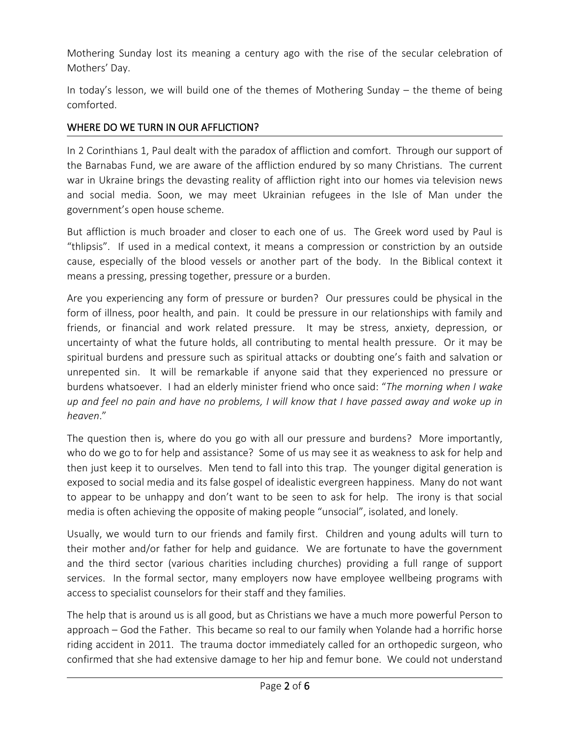Mothering Sunday lost its meaning a century ago with the rise of the secular celebration of Mothers' Day.

In today's lesson, we will build one of the themes of Mothering Sunday – the theme of being comforted.

## WHERE DO WE TURN IN OUR AFFLICTION?

In 2 Corinthians 1, Paul dealt with the paradox of affliction and comfort. Through our support of the Barnabas Fund, we are aware of the affliction endured by so many Christians. The current war in Ukraine brings the devasting reality of affliction right into our homes via television news and social media. Soon, we may meet Ukrainian refugees in the Isle of Man under the government's open house scheme.

But affliction is much broader and closer to each one of us. The Greek word used by Paul is "thlipsis". If used in a medical context, it means a compression or constriction by an outside cause, especially of the blood vessels or another part of the body. In the Biblical context it means a pressing, pressing together, pressure or a burden.

Are you experiencing any form of pressure or burden? Our pressures could be physical in the form of illness, poor health, and pain. It could be pressure in our relationships with family and friends, or financial and work related pressure. It may be stress, anxiety, depression, or uncertainty of what the future holds, all contributing to mental health pressure. Or it may be spiritual burdens and pressure such as spiritual attacks or doubting one's faith and salvation or unrepented sin. It will be remarkable if anyone said that they experienced no pressure or burdens whatsoever. I had an elderly minister friend who once said: "*The morning when I wake up and feel no pain and have no problems, I will know that I have passed away and woke up in heaven*."

The question then is, where do you go with all our pressure and burdens? More importantly, who do we go to for help and assistance? Some of us may see it as weakness to ask for help and then just keep it to ourselves. Men tend to fall into this trap. The younger digital generation is exposed to social media and its false gospel of idealistic evergreen happiness. Many do not want to appear to be unhappy and don't want to be seen to ask for help. The irony is that social media is often achieving the opposite of making people "unsocial", isolated, and lonely.

Usually, we would turn to our friends and family first. Children and young adults will turn to their mother and/or father for help and guidance. We are fortunate to have the government and the third sector (various charities including churches) providing a full range of support services. In the formal sector, many employers now have employee wellbeing programs with access to specialist counselors for their staff and they families.

The help that is around us is all good, but as Christians we have a much more powerful Person to approach – God the Father. This became so real to our family when Yolande had a horrific horse riding accident in 2011. The trauma doctor immediately called for an orthopedic surgeon, who confirmed that she had extensive damage to her hip and femur bone. We could not understand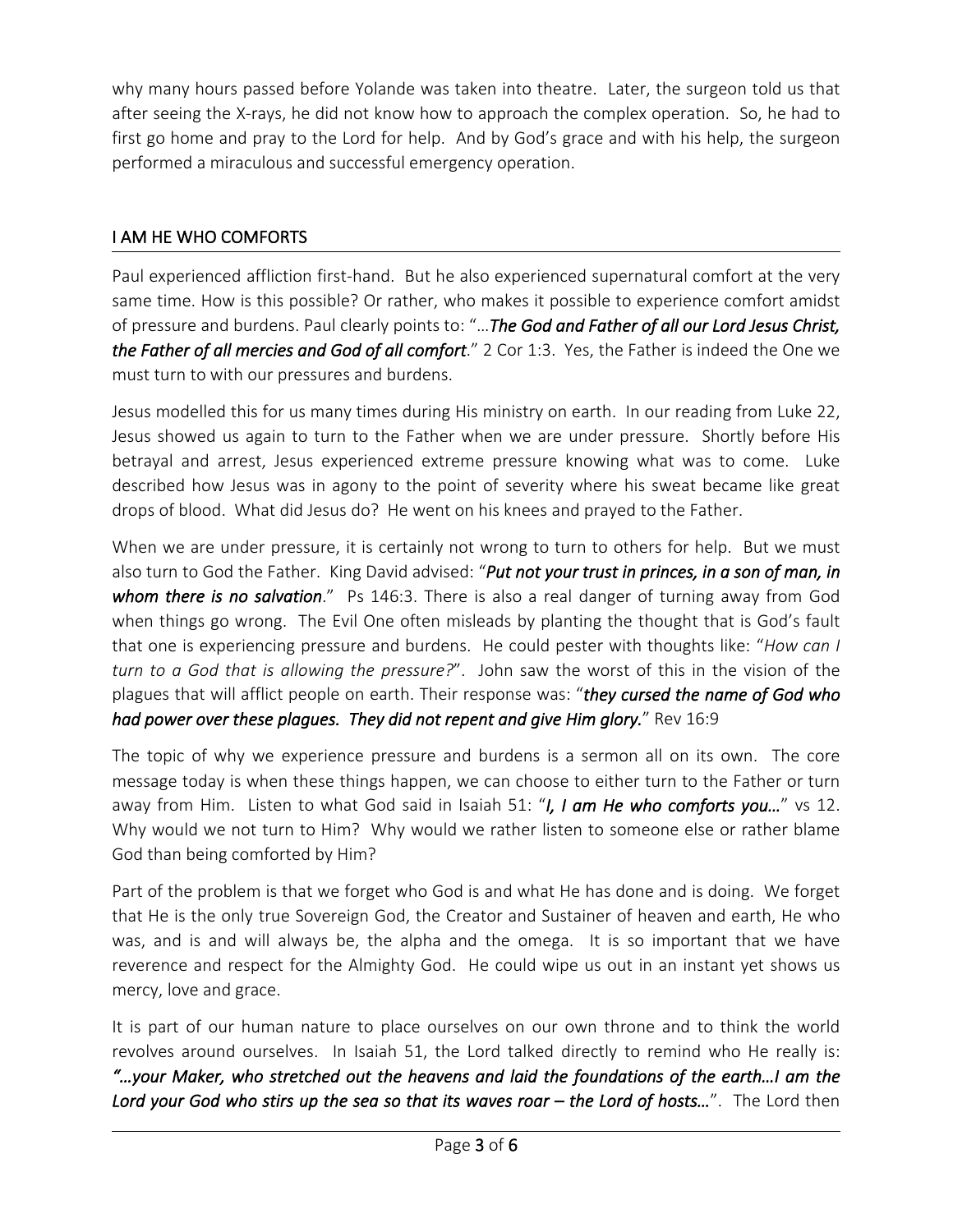why many hours passed before Yolande was taken into theatre. Later, the surgeon told us that after seeing the X-rays, he did not know how to approach the complex operation. So, he had to first go home and pray to the Lord for help. And by God's grace and with his help, the surgeon performed a miraculous and successful emergency operation.

## I AM HE WHO COMFORTS

Paul experienced affliction first-hand. But he also experienced supernatural comfort at the very same time. How is this possible? Or rather, who makes it possible to experience comfort amidst of pressure and burdens. Paul clearly points to: "…***The God and Father of all our Lord Jesus Christ, the Father of all mercies and God of all comfort***." 2 Cor 1:3. Yes, the Father is indeed the One we must turn to with our pressures and burdens.

Jesus modelled this for us many times during His ministry on earth. In our reading from Luke 22, Jesus showed us again to turn to the Father when we are under pressure. Shortly before His betrayal and arrest, Jesus experienced extreme pressure knowing what was to come. Luke described how Jesus was in agony to the point of severity where his sweat became like great drops of blood. What did Jesus do? He went on his knees and prayed to the Father.

When we are under pressure, it is certainly not wrong to turn to others for help. But we must also turn to God the Father. King David advised: "***Put not your trust in princes, in a son of man, in whom there is no salvation***." Ps 146:3. There is also a real danger of turning away from God when things go wrong. The Evil One often misleads by planting the thought that is God's fault that one is experiencing pressure and burdens. He could pester with thoughts like: "*How can I turn to a God that is allowing the pressure?*". John saw the worst of this in the vision of the plagues that will afflict people on earth. Their response was: "***they cursed the name of God who had power over these plagues. They did not repent and give Him glory.***" Rev 16:9

The topic of why we experience pressure and burdens is a sermon all on its own. The core message today is when these things happen, we can choose to either turn to the Father or turn away from Him. Listen to what God said in Isaiah 51: "***I, I am He who comforts you…***" vs 12. Why would we not turn to Him? Why would we rather listen to someone else or rather blame God than being comforted by Him?

Part of the problem is that we forget who God is and what He has done and is doing. We forget that He is the only true Sovereign God, the Creator and Sustainer of heaven and earth, He who was, and is and will always be, the alpha and the omega. It is so important that we have reverence and respect for the Almighty God. He could wipe us out in an instant yet shows us mercy, love and grace.

It is part of our human nature to place ourselves on our own throne and to think the world revolves around ourselves. In Isaiah 51, the Lord talked directly to remind who He really is: ***"…your Maker, who stretched out the heavens and laid the foundations of the earth…I am the Lord your God who stirs up the sea so that its waves roar – the Lord of hosts…***". The Lord then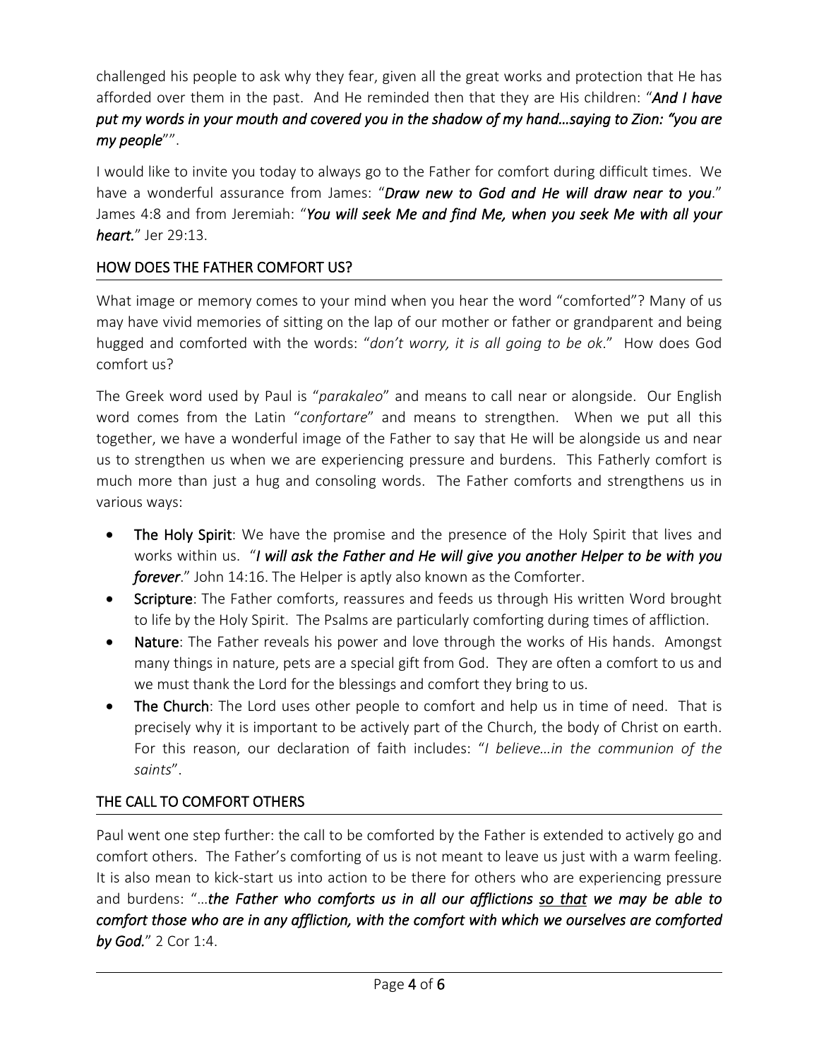challenged his people to ask why they fear, given all the great works and protection that He has afforded over them in the past. And He reminded then that they are His children: "***And I have put my words in your mouth and covered you in the shadow of my hand…saying to Zion: "you are my people"***".

I would like to invite you today to always go to the Father for comfort during difficult times. We have a wonderful assurance from James: "***Draw new to God and He will draw near to you***." James 4:8 and from Jeremiah: "***You will seek Me and find Me, when you seek Me with all your heart.***" Jer 29:13.

## HOW DOES THE FATHER COMFORT US?

What image or memory comes to your mind when you hear the word "comforted"? Many of us may have vivid memories of sitting on the lap of our mother or father or grandparent and being hugged and comforted with the words: "*don't worry, it is all going to be ok*." How does God comfort us?

The Greek word used by Paul is "*parakaleo*" and means to call near or alongside. Our English word comes from the Latin "*confortare*" and means to strengthen. When we put all this together, we have a wonderful image of the Father to say that He will be alongside us and near us to strengthen us when we are experiencing pressure and burdens. This Fatherly comfort is much more than just a hug and consoling words. The Father comforts and strengthens us in various ways:

- **The Holy Spirit**: We have the promise and the presence of the Holy Spirit that lives and works within us. "***I will ask the Father and He will give you another Helper to be with you forever***." John 14:16. The Helper is aptly also known as the Comforter.
- **Scripture**: The Father comforts, reassures and feeds us through His written Word brought to life by the Holy Spirit. The Psalms are particularly comforting during times of affliction.
- **Nature**: The Father reveals his power and love through the works of His hands. Amongst many things in nature, pets are a special gift from God. They are often a comfort to us and we must thank the Lord for the blessings and comfort they bring to us.
- **The Church**: The Lord uses other people to comfort and help us in time of need. That is precisely why it is important to be actively part of the Church, the body of Christ on earth. For this reason, our declaration of faith includes: "*I believe…in the communion of the saints*".

## THE CALL TO COMFORT OTHERS

Paul went one step further: the call to be comforted by the Father is extended to actively go and comfort others. The Father's comforting of us is not meant to leave us just with a warm feeling. It is also mean to kick-start us into action to be there for others who are experiencing pressure and burdens: "…***the Father who comforts us in all our afflictions <u>so that</u> we may be able to comfort those who are in any affliction, with the comfort with which we ourselves are comforted by God.***" 2 Cor 1:4.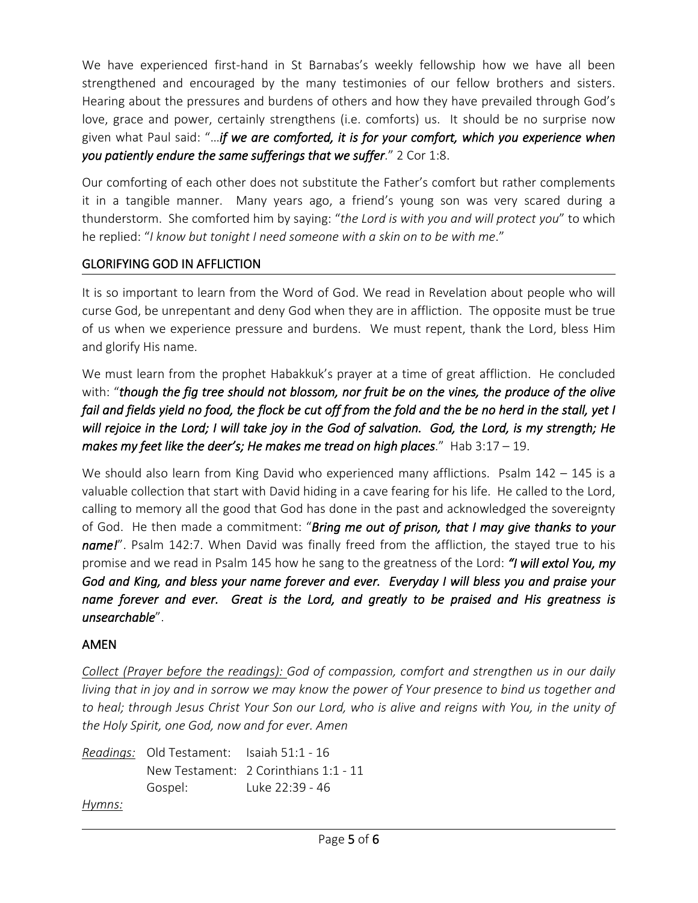We have experienced first-hand in St Barnabas's weekly fellowship how we have all been strengthened and encouraged by the many testimonies of our fellow brothers and sisters. Hearing about the pressures and burdens of others and how they have prevailed through God's love, grace and power, certainly strengthens (i.e. comforts) us. It should be no surprise now given what Paul said: "…***if we are comforted, it is for your comfort, which you experience when you patiently endure the same sufferings that we suffer***." 2 Cor 1:8.

Our comforting of each other does not substitute the Father's comfort but rather complements it in a tangible manner. Many years ago, a friend's young son was very scared during a thunderstorm. She comforted him by saying: "*the Lord is with you and will protect you*" to which he replied: "*I know but tonight I need someone with a skin on to be with me*."

## GLORIFYING GOD IN AFFLICTION

It is so important to learn from the Word of God. We read in Revelation about people who will curse God, be unrepentant and deny God when they are in affliction. The opposite must be true of us when we experience pressure and burdens. We must repent, thank the Lord, bless Him and glorify His name.

We must learn from the prophet Habakkuk's prayer at a time of great affliction. He concluded with: "***though the fig tree should not blossom, nor fruit be on the vines, the produce of the olive fail and fields yield no food, the flock be cut off from the fold and the be no herd in the stall, yet I will rejoice in the Lord; I will take joy in the God of salvation. God, the Lord, is my strength; He makes my feet like the deer's; He makes me tread on high places***." Hab 3:17 – 19.

We should also learn from King David who experienced many afflictions. Psalm 142 – 145 is a valuable collection that start with David hiding in a cave fearing for his life. He called to the Lord, calling to memory all the good that God has done in the past and acknowledged the sovereignty of God. He then made a commitment: "***Bring me out of prison, that I may give thanks to your name!***". Psalm 142:7. When David was finally freed from the affliction, the stayed true to his promise and we read in Psalm 145 how he sang to the greatness of the Lord: ***"I will extol You, my God and King, and bless your name forever and ever. Everyday I will bless you and praise your name forever and ever. Great is the Lord, and greatly to be praised and His greatness is unsearchable***".

## AMEN

*Collect (Prayer before the readings): God of compassion, comfort and strengthen us in our daily living that in joy and in sorrow we may know the power of Your presence to bind us together and to heal; through Jesus Christ Your Son our Lord, who is alive and reigns with You, in the unity of the Holy Spirit, one God, now and for ever. Amen*

*Readings:* Old Testament: Isaiah 51:1 - 16
New Testament: 2 Corinthians 1:1 - 11
Gospel: Luke 22:39 - 46

*Hymns:*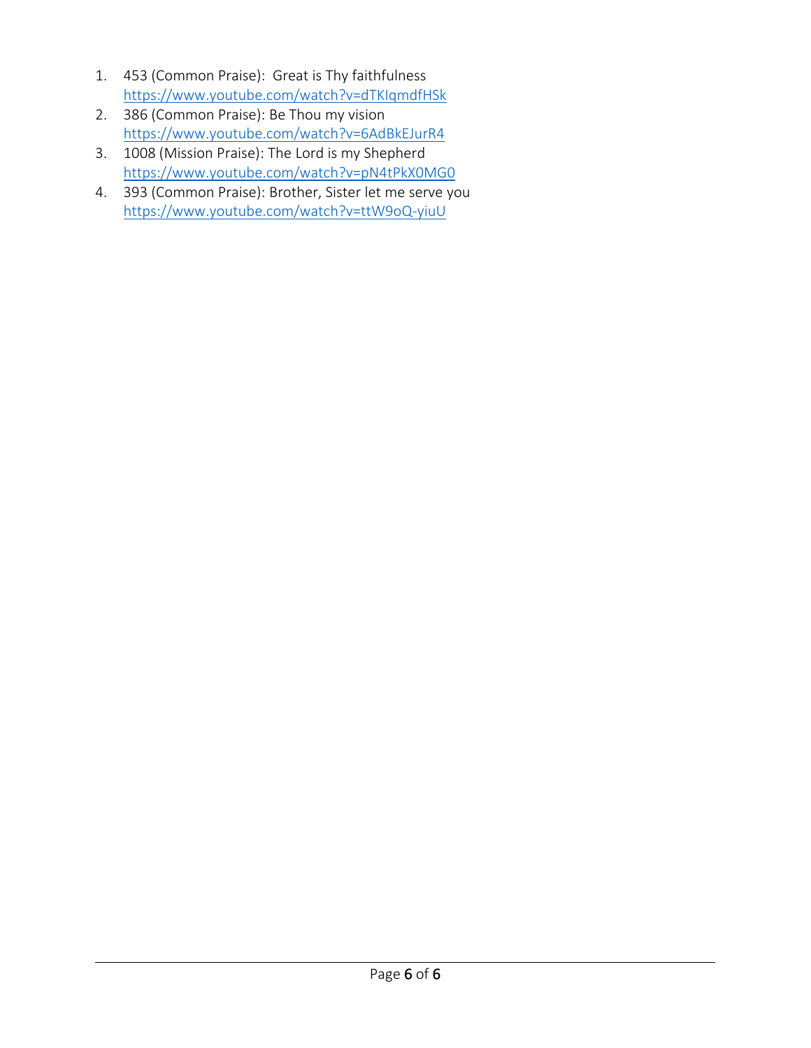1. 453 (Common Praise): Great is Thy faithfulness
   https://www.youtube.com/watch?v=dTKIqmdfHSk
2. 386 (Common Praise): Be Thou my vision
   https://www.youtube.com/watch?v=6AdBkEJurR4
3. 1008 (Mission Praise): The Lord is my Shepherd
   https://www.youtube.com/watch?v=pN4tPkX0MG0
4. 393 (Common Praise): Brother, Sister let me serve you
   https://www.youtube.com/watch?v=ttW9oQ-yiuU